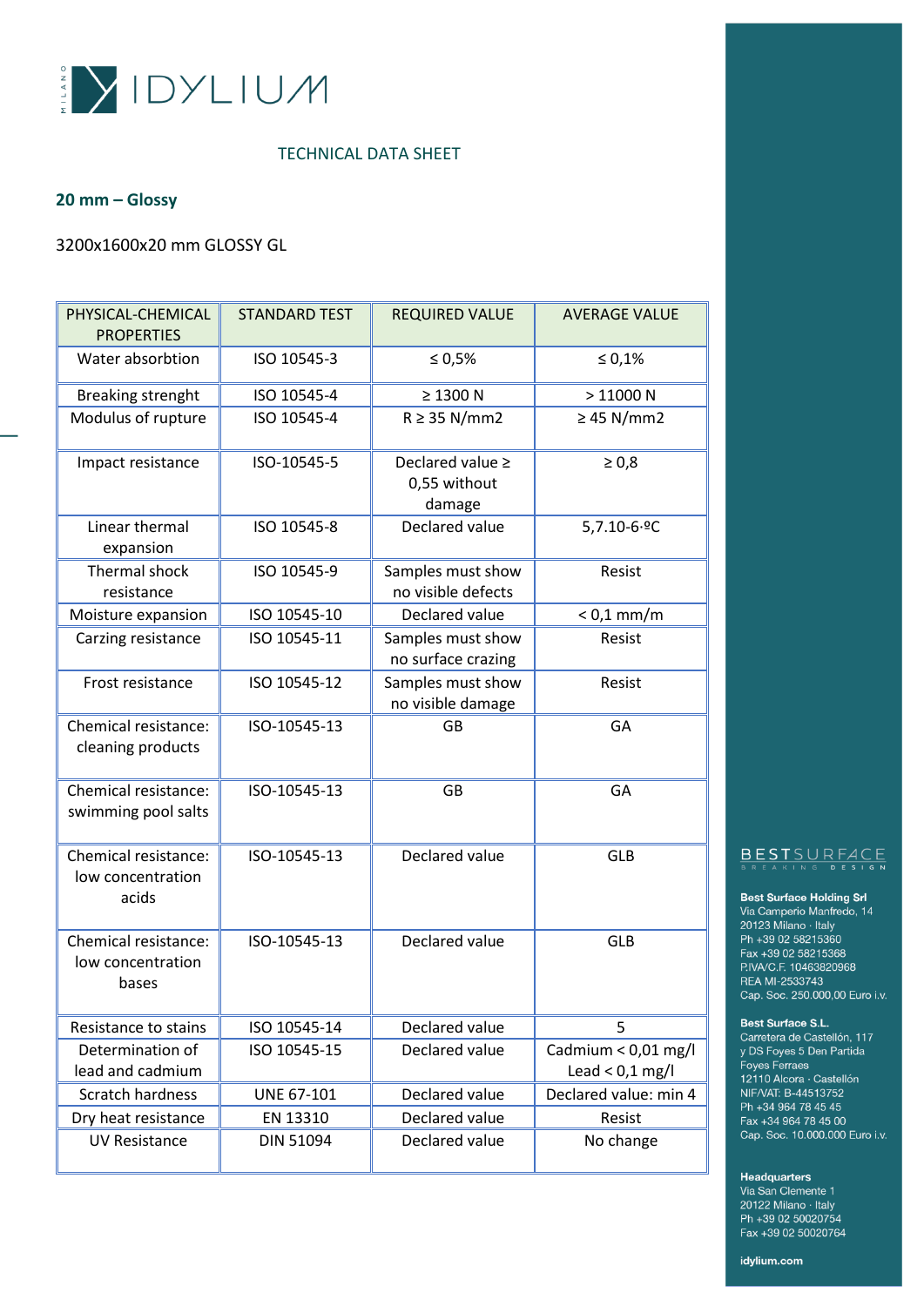IDYLIUM MILANO

TECHNICAL DATA SHEET

## 20 mm – Glossy

3200x1600x20 mm GLOSSY GL

| PHYSICAL-CHEMICAL PROPERTIES | STANDARD TEST | REQUIRED VALUE | AVERAGE VALUE |
|---|---|---|---|
| Water absorbtion | ISO 10545-3 | ≤ 0,5% | ≤ 0,1% |
| Breaking strenght | ISO 10545-4 | ≥ 1300 N | > 11000 N |
| Modulus of rupture | ISO 10545-4 | R ≥ 35 N/mm2 | ≥ 45 N/mm2 |
| Impact resistance | ISO-10545-5 | Declared value ≥ 0,55 without damage | ≥ 0,8 |
| Linear thermal expansion | ISO 10545-8 | Declared value | 5,7.10-6·ºC |
| Thermal shock resistance | ISO 10545-9 | Samples must show no visible defects | Resist |
| Moisture expansion | ISO 10545-10 | Declared value | < 0,1 mm/m |
| Carzing resistance | ISO 10545-11 | Samples must show no surface crazing | Resist |
| Frost resistance | ISO 10545-12 | Samples must show no visible damage | Resist |
| Chemical resistance: cleaning products | ISO-10545-13 | GB | GA |
| Chemical resistance: swimming pool salts | ISO-10545-13 | GB | GA |
| Chemical resistance: low concentration acids | ISO-10545-13 | Declared value | GLB |
| Chemical resistance: low concentration bases | ISO-10545-13 | Declared value | GLB |
| Resistance to stains | ISO 10545-14 | Declared value | 5 |
| Determination of lead and cadmium | ISO 10545-15 | Declared value | Cadmium < 0,01 mg/l Lead < 0,1 mg/l |
| Scratch hardness | UNE 67-101 | Declared value | Declared value: min 4 |
| Dry heat resistance | EN 13310 | Declared value | Resist |
| UV Resistance | DIN 51094 | Declared value | No change |

BESTSURFACE BREAKING DESIGN

**Best Surface Holding Srl**
Via Camperio Manfredo, 14
20123 Milano · Italy
Ph +39 02 58215360
Fax +39 02 58215368
P.IVA/C.F. 10463820968
REA MI-2533743
Cap. Soc. 250.000,00 Euro i.v.

**Best Surface S.L.**
Carretera de Castellón, 117
y DS Foyes 5 Den Partida
Foyes Ferraes
12110 Alcora · Castellón
NIF/VAT: B-44513752
Ph +34 964 78 45 45
Fax +34 964 78 45 00
Cap. Soc. 10.000.000 Euro i.v.

**Headquarters**
Via San Clemente 1
20122 Milano · Italy
Ph +39 02 50020754
Fax +39 02 50020764

**idylium.com**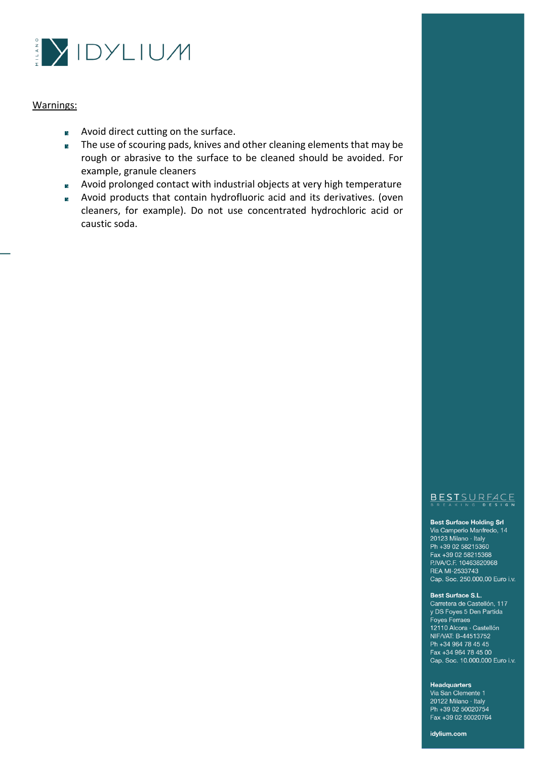Warnings:

- Avoid direct cutting on the surface.
- The use of scouring pads, knives and other cleaning elements that may be rough or abrasive to the surface to be cleaned should be avoided. For example, granule cleaners
- Avoid prolonged contact with industrial objects at very high temperature
- Avoid products that contain hydrofluoric acid and its derivatives. (oven cleaners, for example). Do not use concentrated hydrochloric acid or caustic soda.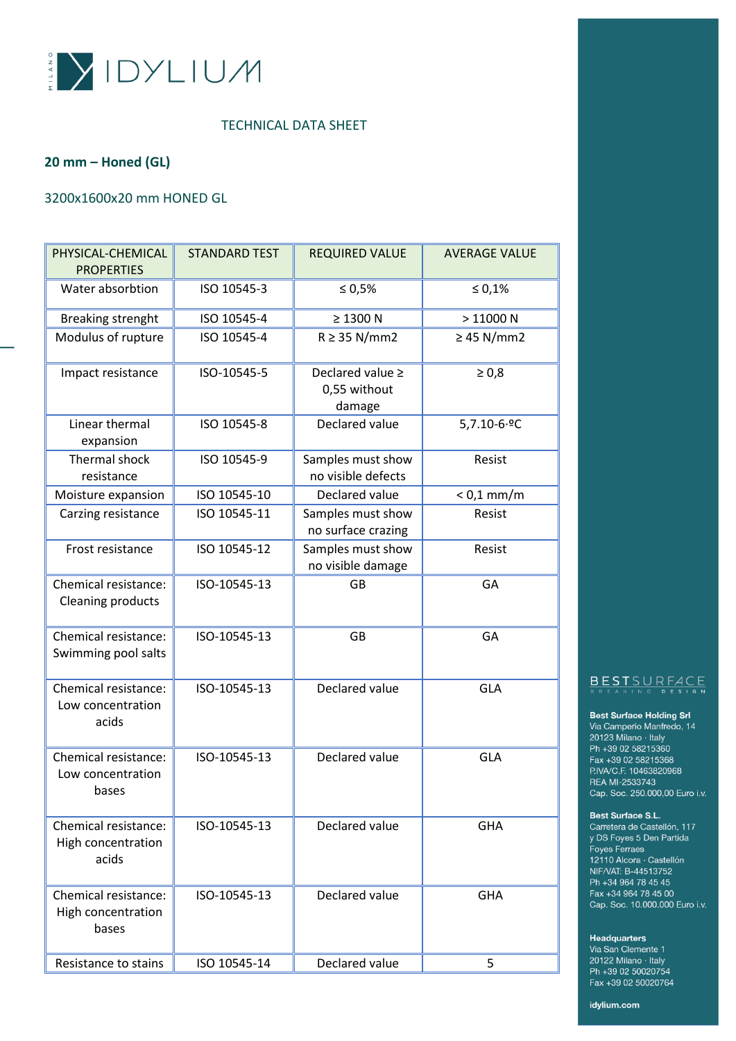IDYLIUM MILANO

TECHNICAL DATA SHEET

**20 mm – Honed (GL)**

3200x1600x20 mm HONED GL

| PHYSICAL-CHEMICAL PROPERTIES | STANDARD TEST | REQUIRED VALUE | AVERAGE VALUE |
|---|---|---|---|
| Water absorbtion | ISO 10545-3 | ≤ 0,5% | ≤ 0,1% |
| Breaking strenght | ISO 10545-4 | ≥ 1300 N | > 11000 N |
| Modulus of rupture | ISO 10545-4 | R ≥ 35 N/mm2 | ≥ 45 N/mm2 |
| Impact resistance | ISO-10545-5 | Declared value ≥ 0,55 without damage | ≥ 0,8 |
| Linear thermal expansion | ISO 10545-8 | Declared value | 5,7.10-6·ºC |
| Thermal shock resistance | ISO 10545-9 | Samples must show no visible defects | Resist |
| Moisture expansion | ISO 10545-10 | Declared value | < 0,1 mm/m |
| Carzing resistance | ISO 10545-11 | Samples must show no surface crazing | Resist |
| Frost resistance | ISO 10545-12 | Samples must show no visible damage | Resist |
| Chemical resistance: Cleaning products | ISO-10545-13 | GB | GA |
| Chemical resistance: Swimming pool salts | ISO-10545-13 | GB | GA |
| Chemical resistance: Low concentration acids | ISO-10545-13 | Declared value | GLA |
| Chemical resistance: Low concentration bases | ISO-10545-13 | Declared value | GLA |
| Chemical resistance: High concentration acids | ISO-10545-13 | Declared value | GHA |
| Chemical resistance: High concentration bases | ISO-10545-13 | Declared value | GHA |
| Resistance to stains | ISO 10545-14 | Declared value | 5 |

BESTSURFACE
BREAKING DESIGN

**Best Surface Holding Srl**
Via Camperio Manfredo, 14
20123 Milano · Italy
Ph +39 02 58215360
Fax +39 02 58215368
P.IVA/C.F. 10463820968
REA MI-2533743
Cap. Soc. 250.000,00 Euro i.v.

**Best Surface S.L.**
Carretera de Castellón, 117
y DS Foyes 5 Den Partida
Foyes Ferraes
12110 Alcora · Castellón
NIF/VAT: B-44513752
Ph +34 964 78 45 45
Fax +34 964 78 45 00
Cap. Soc. 10.000.000 Euro i.v.

**Headquarters**
Via San Clemente 1
20122 Milano · Italy
Ph +39 02 50020754
Fax +39 02 50020764

**idylium.com**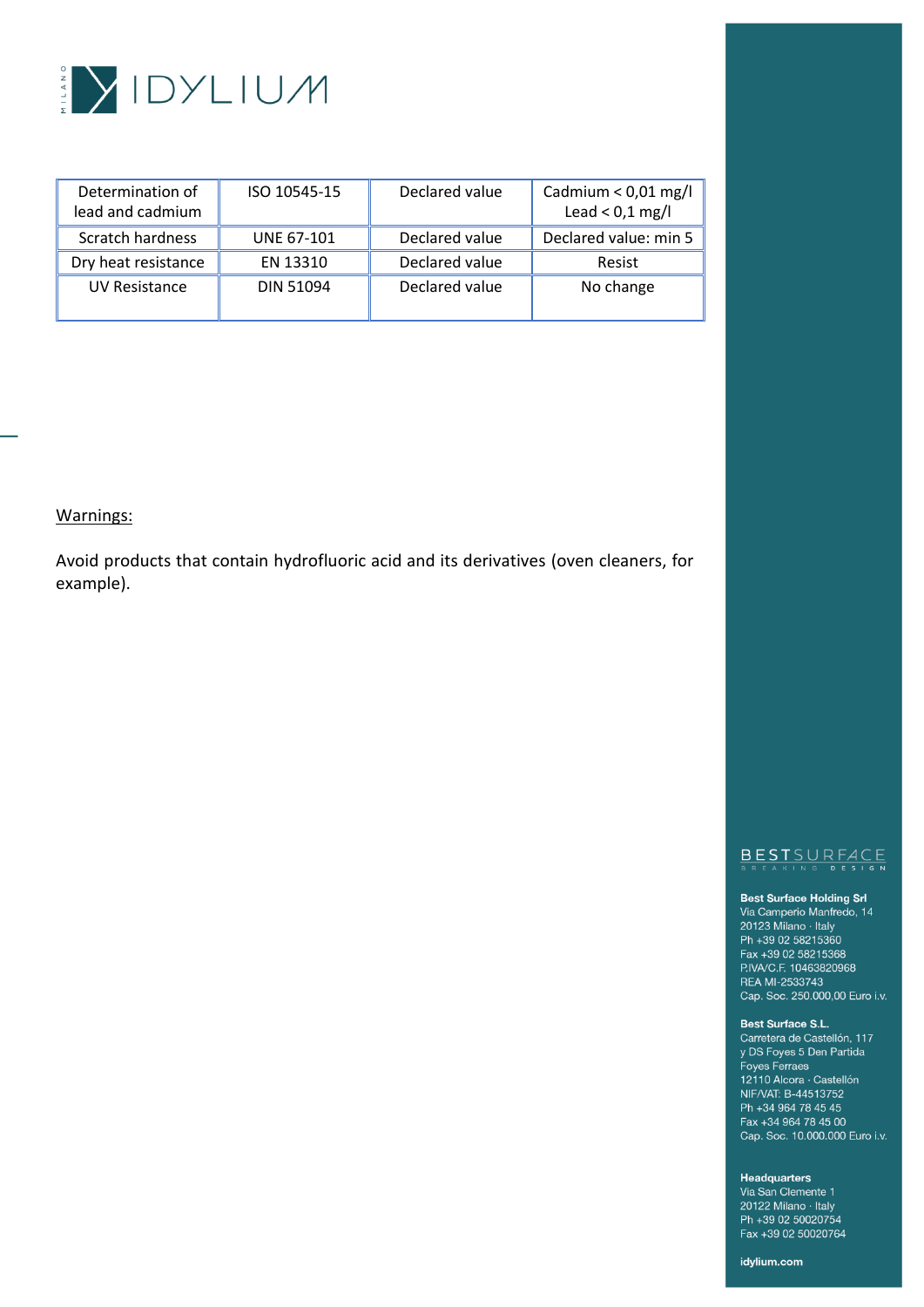| Determination of lead and cadmium | ISO 10545-15 | Declared value | Cadmium < 0,01 mg/l Lead < 0,1 mg/l |
|---|---|---|---|
| Scratch hardness | UNE 67-101 | Declared value | Declared value: min 5 |
| Dry heat resistance | EN 13310 | Declared value | Resist |
| UV Resistance | DIN 51094 | Declared value | No change |

<u>Warnings:</u>

Avoid products that contain hydrofluoric acid and its derivatives (oven cleaners, for example).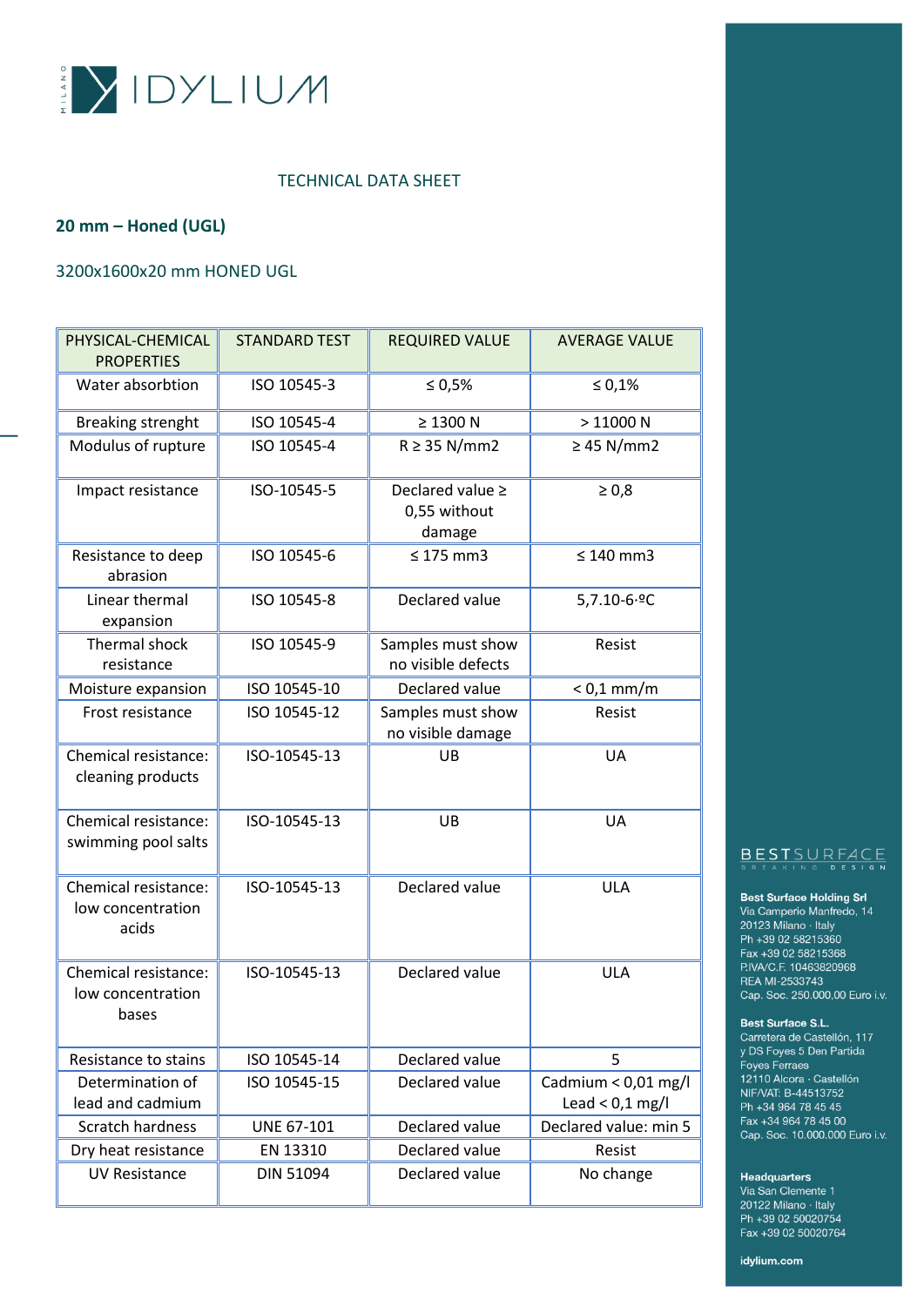IDYLIUM

MILANO

TECHNICAL DATA SHEET

**20 mm – Honed (UGL)**

3200x1600x20 mm HONED UGL

| PHYSICAL-CHEMICAL PROPERTIES | STANDARD TEST | REQUIRED VALUE | AVERAGE VALUE |
|---|---|---|---|
| Water absorbtion | ISO 10545-3 | ≤ 0,5% | ≤ 0,1% |
| Breaking strenght | ISO 10545-4 | ≥ 1300 N | > 11000 N |
| Modulus of rupture | ISO 10545-4 | R ≥ 35 N/mm2 | ≥ 45 N/mm2 |
| Impact resistance | ISO-10545-5 | Declared value ≥ 0,55 without damage | ≥ 0,8 |
| Resistance to deep abrasion | ISO 10545-6 | ≤ 175 mm3 | ≤ 140 mm3 |
| Linear thermal expansion | ISO 10545-8 | Declared value | 5,7.10-6·ºC |
| Thermal shock resistance | ISO 10545-9 | Samples must show no visible defects | Resist |
| Moisture expansion | ISO 10545-10 | Declared value | < 0,1 mm/m |
| Frost resistance | ISO 10545-12 | Samples must show no visible damage | Resist |
| Chemical resistance: cleaning products | ISO-10545-13 | UB | UA |
| Chemical resistance: swimming pool salts | ISO-10545-13 | UB | UA |
| Chemical resistance: low concentration acids | ISO-10545-13 | Declared value | ULA |
| Chemical resistance: low concentration bases | ISO-10545-13 | Declared value | ULA |
| Resistance to stains | ISO 10545-14 | Declared value | 5 |
| Determination of lead and cadmium | ISO 10545-15 | Declared value | Cadmium < 0,01 mg/l Lead < 0,1 mg/l |
| Scratch hardness | UNE 67-101 | Declared value | Declared value: min 5 |
| Dry heat resistance | EN 13310 | Declared value | Resist |
| UV Resistance | DIN 51094 | Declared value | No change |

BESTSURFACE
BREAKING DESIGN

**Best Surface Holding Srl**
Via Camperio Manfredo, 14
20123 Milano · Italy
Ph +39 02 58215360
Fax +39 02 58215368
P.IVA/C.F. 10463820968
REA MI-2533743
Cap. Soc. 250.000,00 Euro i.v.

**Best Surface S.L.**
Carretera de Castellón, 117
y DS Foyes 5 Den Partida
Foyes Ferraes
12110 Alcora · Castellón
NIF/VAT: B-44513752
Ph +34 964 78 45 45
Fax +34 964 78 45 00
Cap. Soc. 10.000.000 Euro i.v.

**Headquarters**
Via San Clemente 1
20122 Milano · Italy
Ph +39 02 50020754
Fax +39 02 50020764

**idylium.com**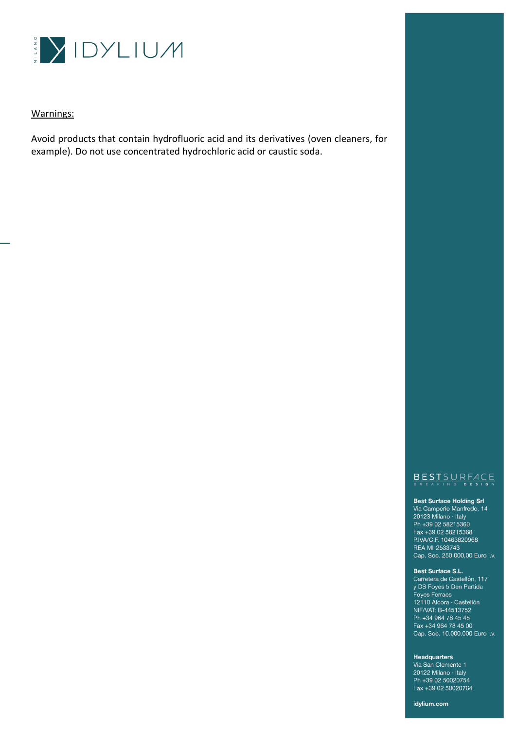Warnings:

Avoid products that contain hydrofluoric acid and its derivatives (oven cleaners, for example). Do not use concentrated hydrochloric acid or caustic soda.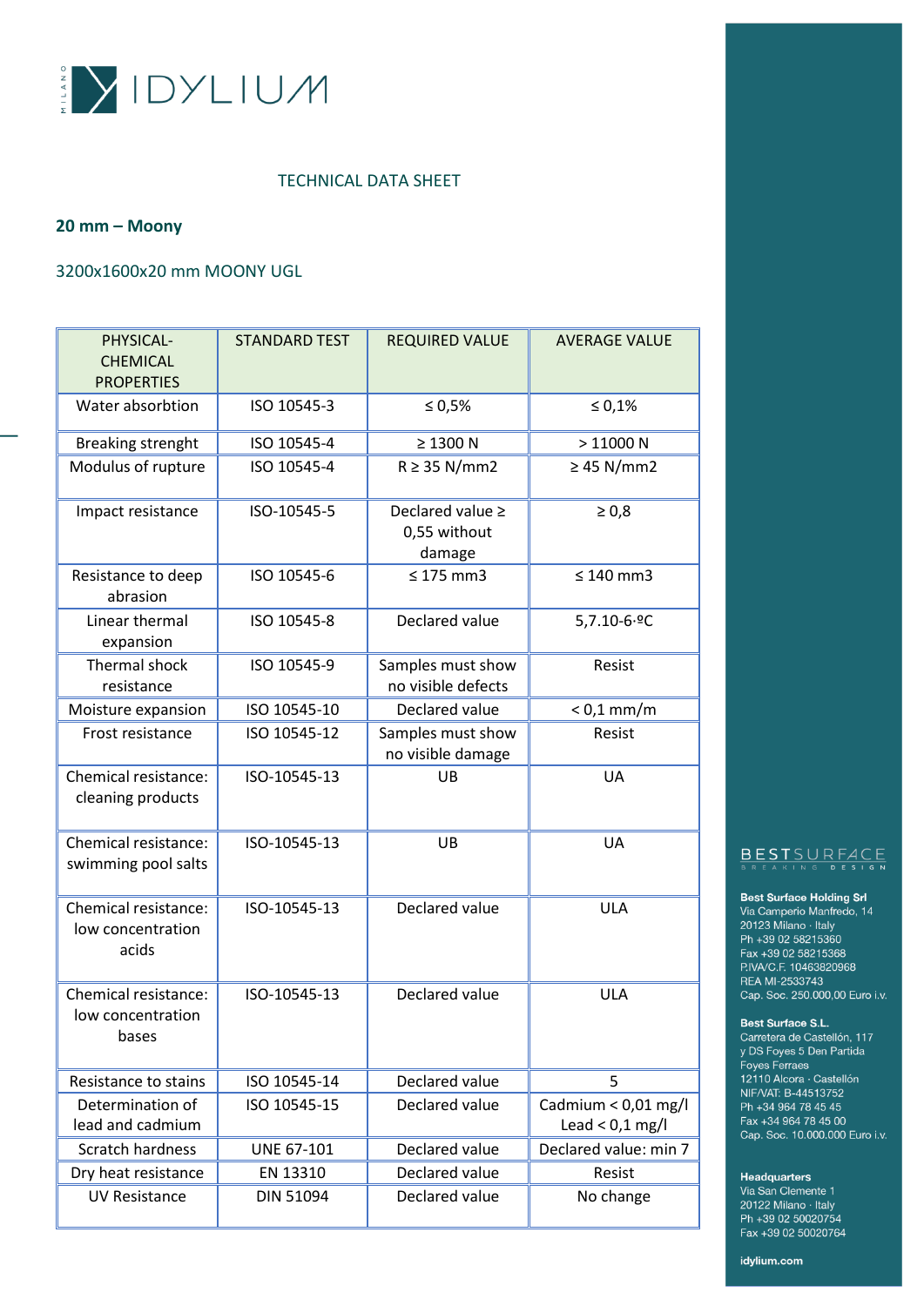IDYLIUM MILANO

TECHNICAL DATA SHEET

**20 mm – Moony**

3200x1600x20 mm MOONY UGL

| PHYSICAL-CHEMICAL PROPERTIES | STANDARD TEST | REQUIRED VALUE | AVERAGE VALUE |
|---|---|---|---|
| Water absorbtion | ISO 10545-3 | ≤ 0,5% | ≤ 0,1% |
| Breaking strenght | ISO 10545-4 | ≥ 1300 N | > 11000 N |
| Modulus of rupture | ISO 10545-4 | R ≥ 35 N/mm2 | ≥ 45 N/mm2 |
| Impact resistance | ISO-10545-5 | Declared value ≥ 0,55 without damage | ≥ 0,8 |
| Resistance to deep abrasion | ISO 10545-6 | ≤ 175 mm3 | ≤ 140 mm3 |
| Linear thermal expansion | ISO 10545-8 | Declared value | 5,7.10-6·ºC |
| Thermal shock resistance | ISO 10545-9 | Samples must show no visible defects | Resist |
| Moisture expansion | ISO 10545-10 | Declared value | < 0,1 mm/m |
| Frost resistance | ISO 10545-12 | Samples must show no visible damage | Resist |
| Chemical resistance: cleaning products | ISO-10545-13 | UB | UA |
| Chemical resistance: swimming pool salts | ISO-10545-13 | UB | UA |
| Chemical resistance: low concentration acids | ISO-10545-13 | Declared value | ULA |
| Chemical resistance: low concentration bases | ISO-10545-13 | Declared value | ULA |
| Resistance to stains | ISO 10545-14 | Declared value | 5 |
| Determination of lead and cadmium | ISO 10545-15 | Declared value | Cadmium < 0,01 mg/l Lead < 0,1 mg/l |
| Scratch hardness | UNE 67-101 | Declared value | Declared value: min 7 |
| Dry heat resistance | EN 13310 | Declared value | Resist |
| UV Resistance | DIN 51094 | Declared value | No change |

BESTSURFACE BREAKING DESIGN

**Best Surface Holding Srl**
Via Camperio Manfredo, 14
20123 Milano · Italy
Ph +39 02 58215360
Fax +39 02 58215368
P.IVA/C.F. 10463820968
REA MI-2533743
Cap. Soc. 250.000,00 Euro i.v.

**Best Surface S.L.**
Carretera de Castellón, 117
y DS Foyes 5 Den Partida
Foyes Ferraes
12110 Alcora · Castellón
NIF/VAT: B-44513752
Ph +34 964 78 45 45
Fax +34 964 78 45 00
Cap. Soc. 10.000.000 Euro i.v.

**Headquarters**
Via San Clemente 1
20122 Milano · Italy
Ph +39 02 50020754
Fax +39 02 50020764

**idylium.com**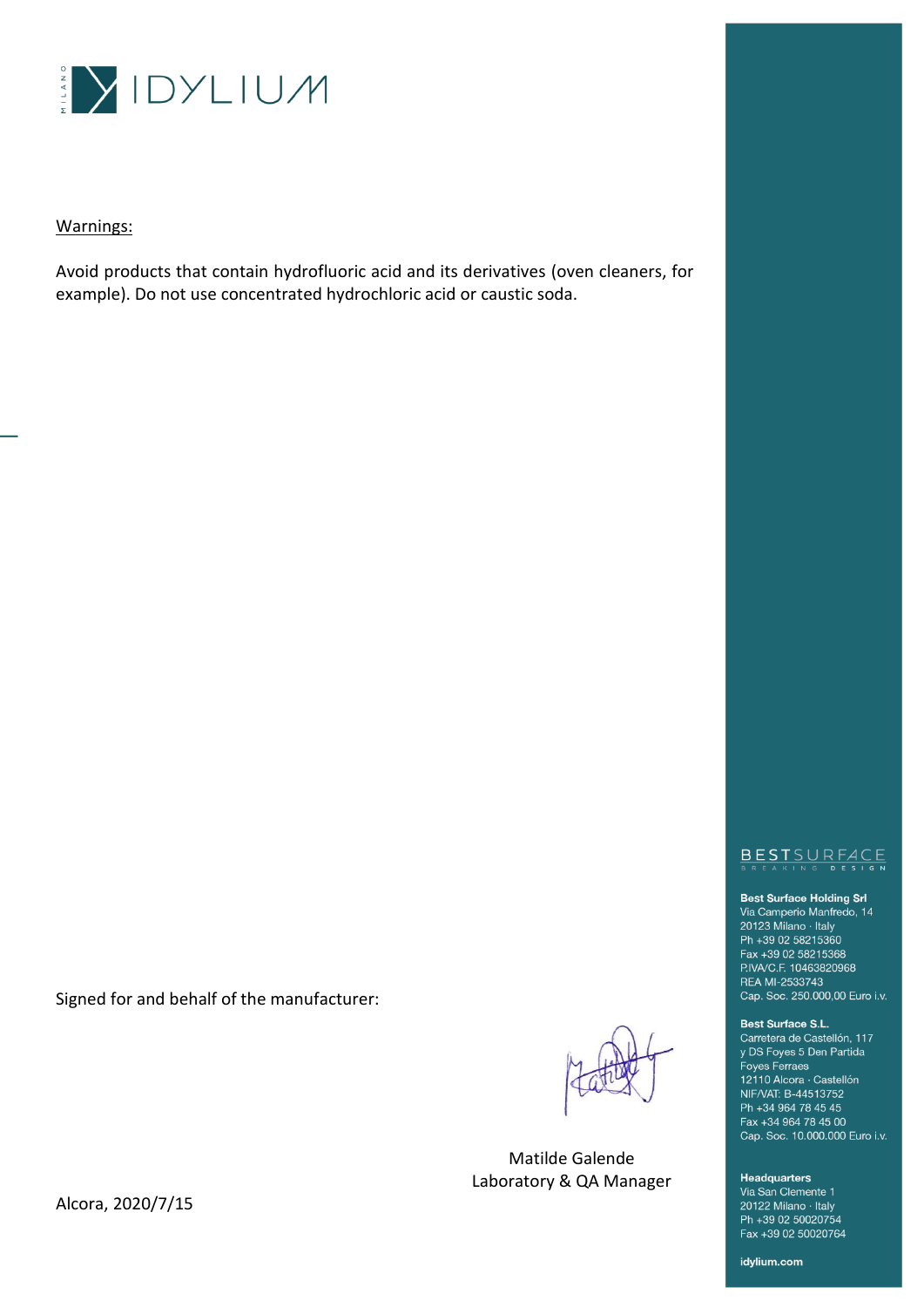Warnings:

Avoid products that contain hydrofluoric acid and its derivatives (oven cleaners, for example). Do not use concentrated hydrochloric acid or caustic soda.

Signed for and behalf of the manufacturer:

Matilde Galende
Laboratory & QA Manager

Alcora, 2020/7/15

BESTSURFACE
BREAKING DESIGN

**Best Surface Holding Srl**
Via Camperio Manfredo, 14
20123 Milano · Italy
Ph +39 02 58215360
Fax +39 02 58215368
P.IVA/C.F. 10463820968
REA MI-2533743
Cap. Soc. 250.000,00 Euro i.v.

**Best Surface S.L.**
Carretera de Castellón, 117
y DS Foyes 5 Den Partida
Foyes Ferraes
12110 Alcora · Castellón
NIF/VAT: B-44513752
Ph +34 964 78 45 45
Fax +34 964 78 45 00
Cap. Soc. 10.000.000 Euro i.v.

**Headquarters**
Via San Clemente 1
20122 Milano · Italy
Ph +39 02 50020754
Fax +39 02 50020764

**idylium.com**